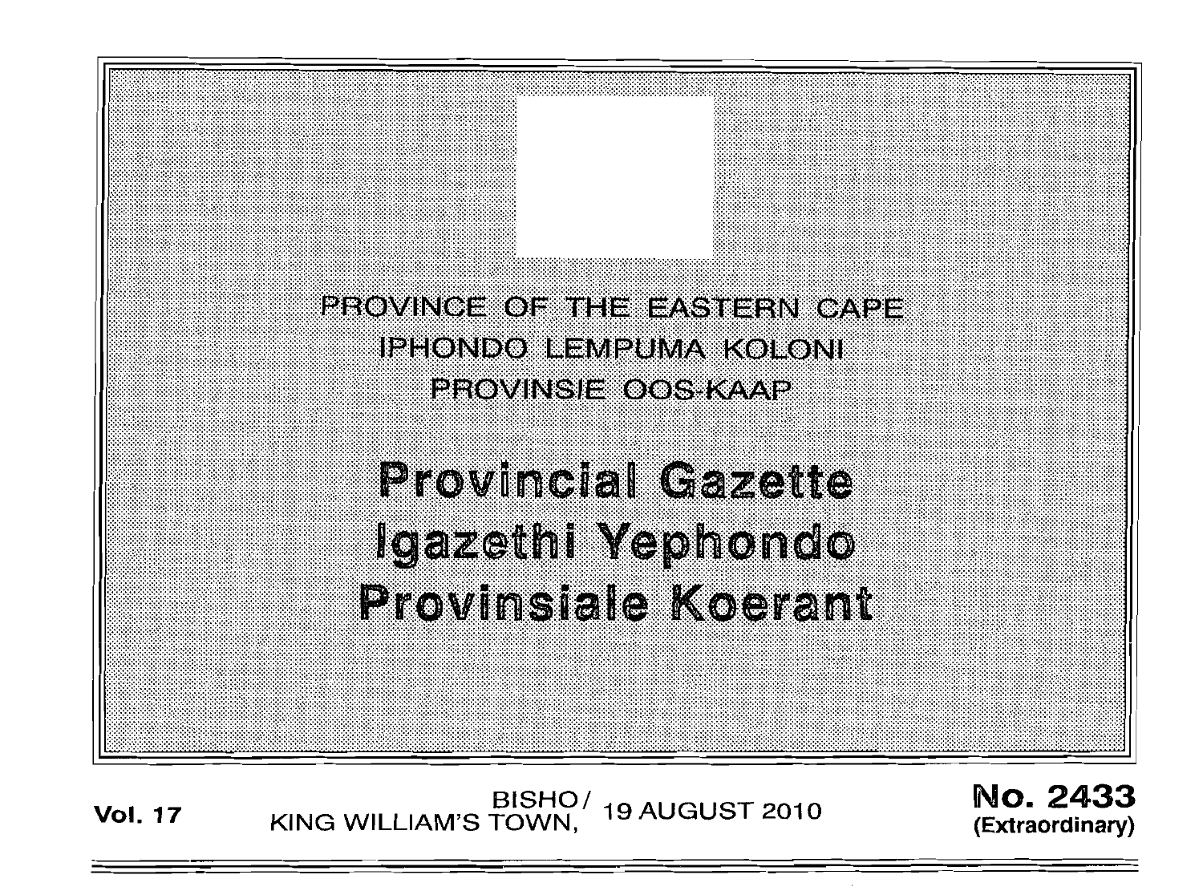PROVINCE OF THE EASTERN CAPE
IPHONDO LEMPUMA KOLONI
PROVINSIE OOS-KAAP

# Provincial Gazette
# Igazethi Yephondo
# Provinsiale Koerant

**Vol. 17** BISHO/ KING WILLIAM'S TOWN, 19 AUGUST 2010 **No. 2433 (Extraordinary)**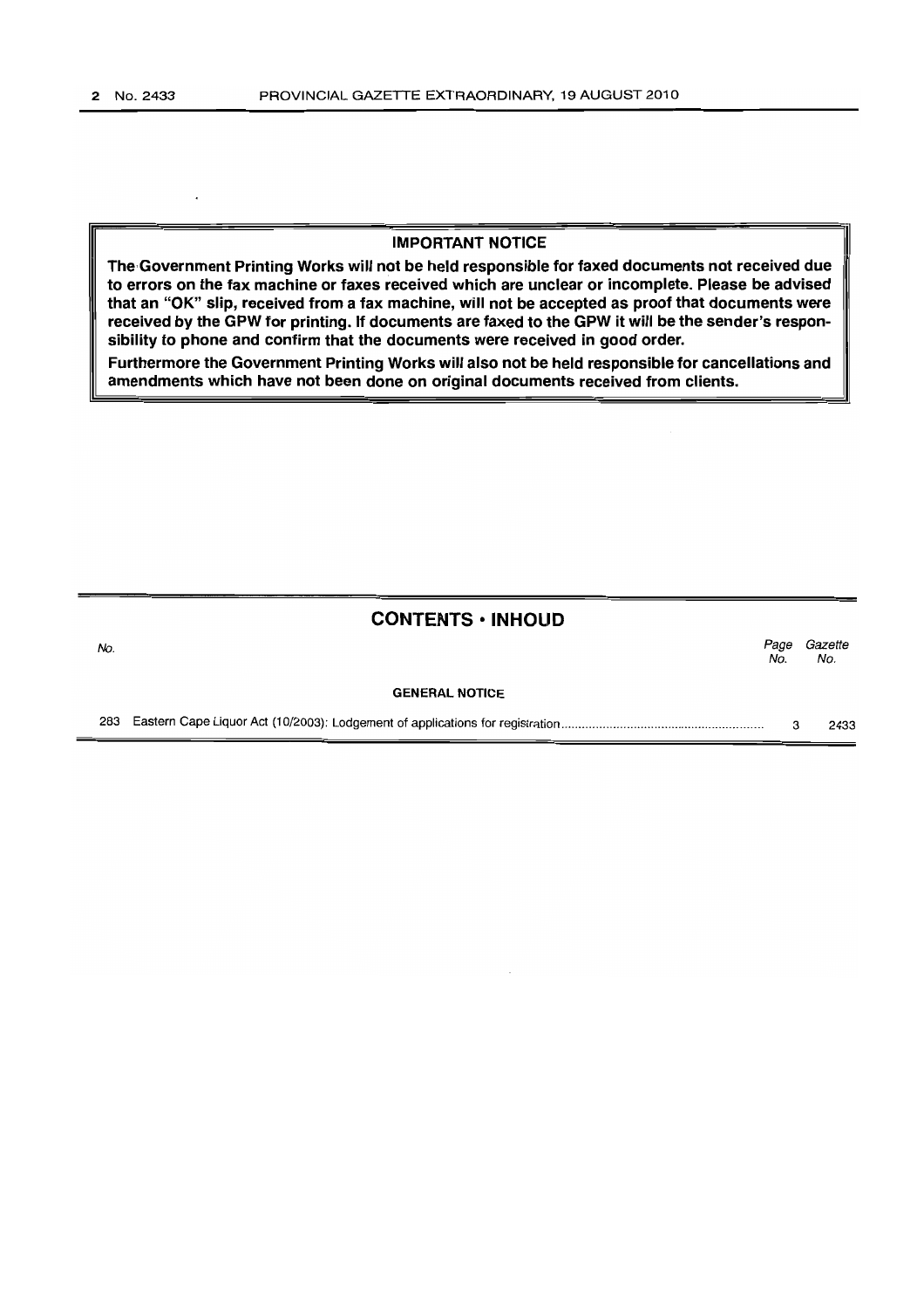**IMPORTANT NOTICE**

**The Government Printing Works will not be held responsible for faxed documents not received due to errors on the fax machine or faxes received which are unclear or incomplete. Please be advised that an "OK" slip, received from a fax machine, will not be accepted as proof that documents were received by the GPW for printing. If documents are faxed to the GPW it will be the sender's responsibility to phone and confirm that the documents were received in good order.**

**Furthermore the Government Printing Works will also not be held responsible for cancellations and amendments which have not been done on original documents received from clients.**

## CONTENTS • INHOUD

| No. | | Page No. | Gazette No. |
|---|---|---|---|
| | **GENERAL NOTICE** | | |
| 283 | Eastern Cape Liquor Act (10/2003): Lodgement of applications for registration | 3 | 2433 |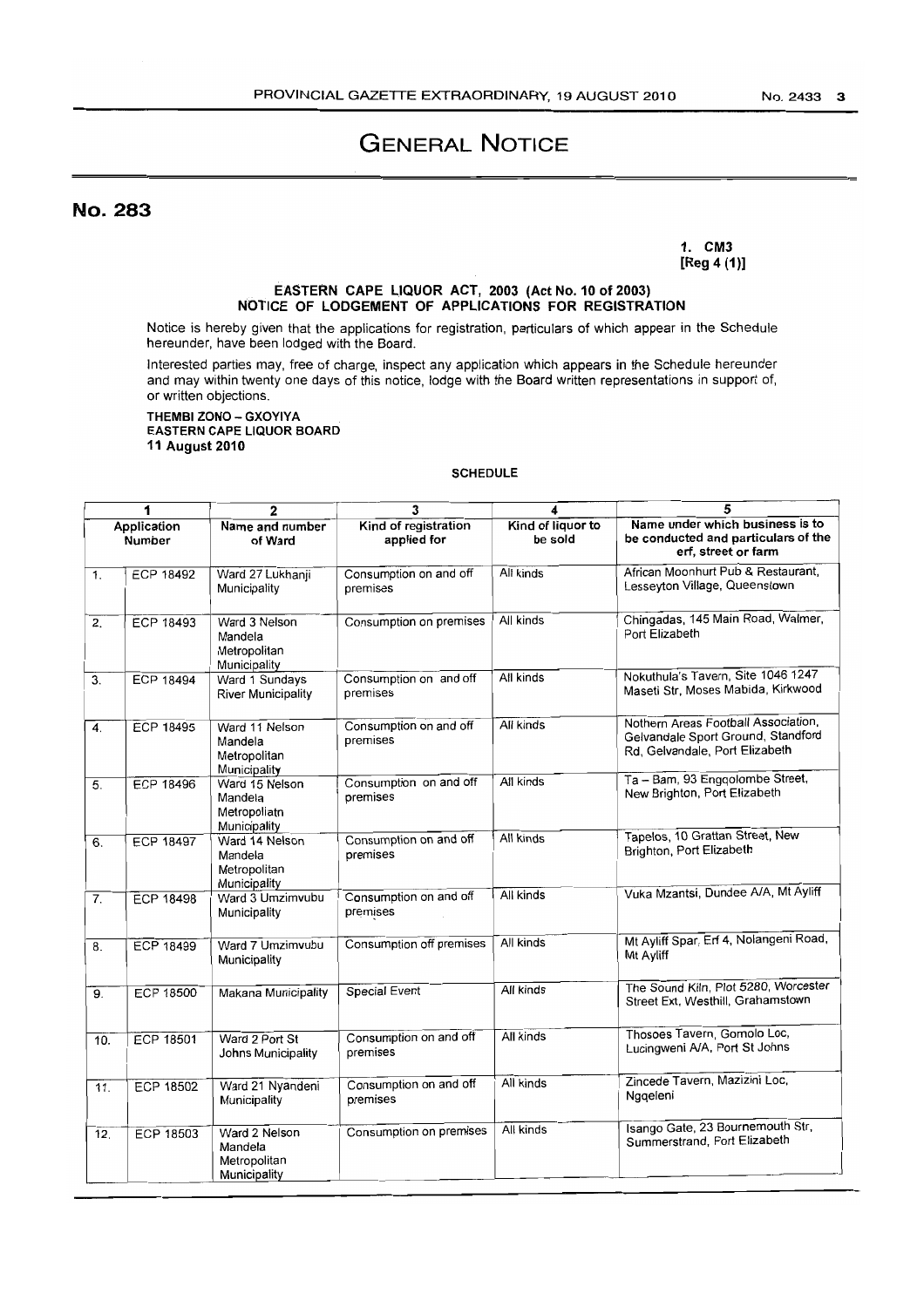# GENERAL NOTICE

## No. 283

**1. CM3**
**[Reg 4 (1)]**

**EASTERN CAPE LIQUOR ACT, 2003 (Act No. 10 of 2003)**
**NOTICE OF LODGEMENT OF APPLICATIONS FOR REGISTRATION**

Notice is hereby given that the applications for registration, particulars of which appear in the Schedule hereunder, have been lodged with the Board.

Interested parties may, free of charge, inspect any application which appears in the Schedule hereunder and may within twenty one days of this notice, lodge with the Board written representations in support of, or written objections.

**THEMBI ZONO – GXOYIYA**
**EASTERN CAPE LIQUOR BOARD**
**11 August 2010**

**SCHEDULE**

| 1 | | 2 | 3 | 4 | 5 |
|---|---|---|---|---|---|
| Application Number | | Name and number of Ward | Kind of registration applied for | Kind of liquor to be sold | Name under which business is to be conducted and particulars of the erf, street or farm |
| 1. | ECP 18492 | Ward 27 Lukhanji Municipality | Consumption on and off premises | All kinds | African Moonhurt Pub & Restaurant, Lesseyton Village, Queenstown |
| 2. | ECP 18493 | Ward 3 Nelson Mandela Metropolitan Municipality | Consumption on premises | All kinds | Chingadas, 145 Main Road, Walmer, Port Elizabeth |
| 3. | ECP 18494 | Ward 1 Sundays River Municipality | Consumption on and off premises | All kinds | Nokuthula's Tavern, Site 1046 1247 Maseti Str, Moses Mabida, Kirkwood |
| 4. | ECP 18495 | Ward 11 Nelson Mandela Metropolitan Municipality | Consumption on and off premises | All kinds | Nothern Areas Football Association, Gelvandale Sport Ground, Standford Rd, Gelvandale, Port Elizabeth |
| 5. | ECP 18496 | Ward 15 Nelson Mandela Metropoliatn Municipality | Consumption on and off premises | All kinds | Ta – Bam, 93 Engqolombe Street, New Brighton, Port Elizabeth |
| 6. | ECP 18497 | Ward 14 Nelson Mandela Metropolitan Municipality | Consumption on and off premises | All kinds | Tapelos, 10 Grattan Street, New Brighton, Port Elizabeth |
| 7. | ECP 18498 | Ward 3 Umzimvubu Municipality | Consumption on and off premises | All kinds | Vuka Mzantsi, Dundee A/A, Mt Ayliff |
| 8. | ECP 18499 | Ward 7 Umzimvubu Municipality | Consumption off premises | All kinds | Mt Ayliff Spar, Erf 4, Nolangeni Road, Mt Ayliff |
| 9. | ECP 18500 | Makana Municipality | Special Event | All kinds | The Sound Kiln, Plot 5280, Worcester Street Ext, Westhill, Grahamstown |
| 10. | ECP 18501 | Ward 2 Port St Johns Municipality | Consumption on and off premises | All kinds | Thosoes Tavern, Gomolo Loc, Lucingweni A/A, Port St Johns |
| 11. | ECP 18502 | Ward 21 Nyandeni Municipality | Consumption on and off premises | All kinds | Zincede Tavern, Mazizini Loc, Ngqeleni |
| 12. | ECP 18503 | Ward 2 Nelson Mandela Metropolitan Municipality | Consumption on premises | All kinds | Isango Gate, 23 Bournemouth Str, Summerstrand, Port Elizabeth |